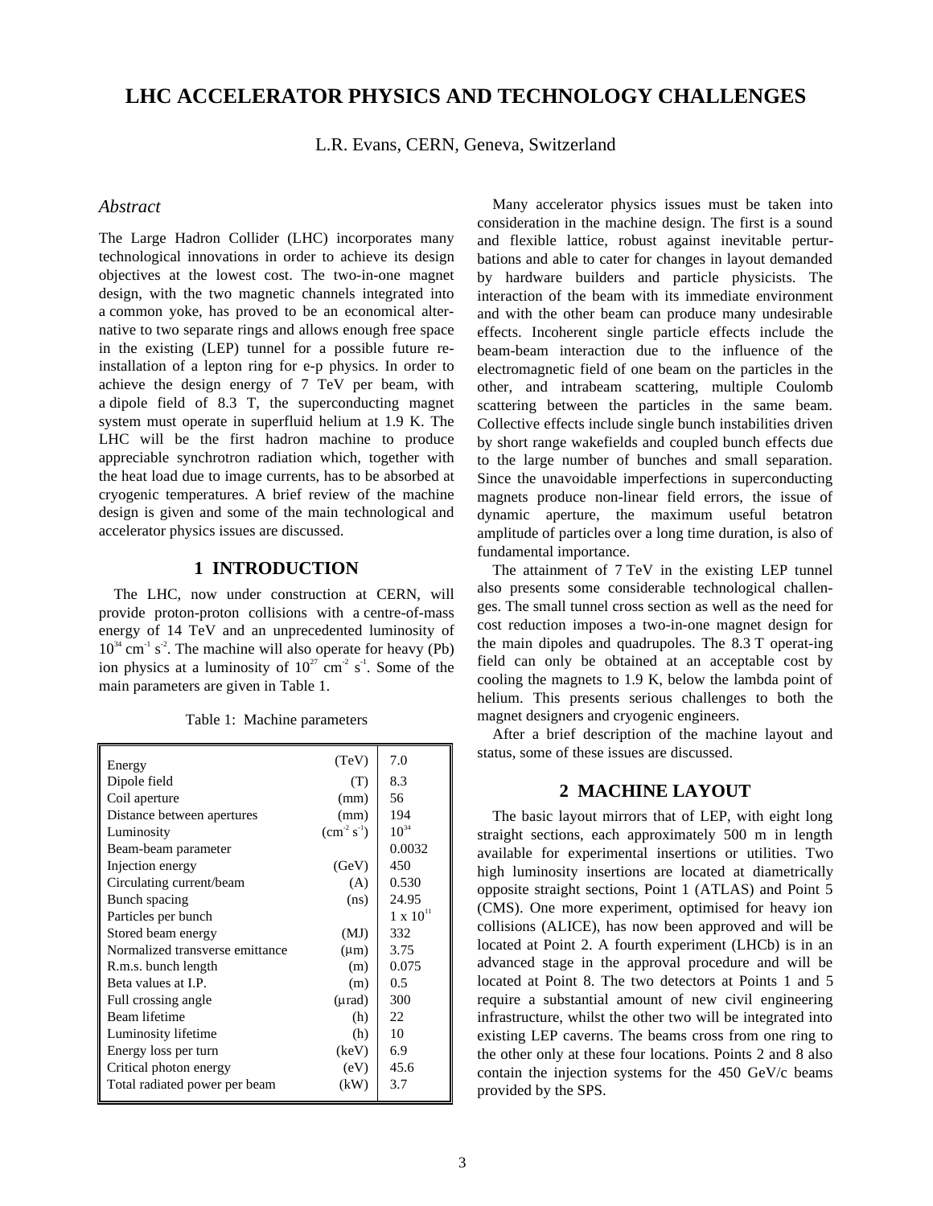# LHC ACCELERATOR PHYSICS AND TECHNOLOGY CHALLENGES

L.R. Evans, CERN, Geneva, Switzerland

### *Abstract*

The Large Hadron Collider (LHC) incorporates many technological innovations in order to achieve its design objectives at the lowest cost. The two-in-one magnet design, with the two magnetic channels integrated into a common yoke, has proved to be an economical alternative to two separate rings and allows enough free space in the existing (LEP) tunnel for a possible future re-installation of a lepton ring for e-p physics. In order to achieve the design energy of 7 TeV per beam, with a dipole field of 8.3 T, the superconducting magnet system must operate in superfluid helium at 1.9 K. The LHC will be the first hadron machine to produce appreciable synchrotron radiation which, together with the heat load due to image currents, has to be absorbed at cryogenic temperatures. A brief review of the machine design is given and some of the main technological and accelerator physics issues are discussed.

## 1 INTRODUCTION

The LHC, now under construction at CERN, will provide proton-proton collisions with a centre-of-mass energy of 14 TeV and an unprecedented luminosity of $10^{34}$ $cm^{-1}$ $s^{-2}$. The machine will also operate for heavy (Pb) ion physics at a luminosity of $10^{27}$ $cm^{-2}$ $s^{-1}$. Some of the main parameters are given in Table 1.

Table 1: Machine parameters

| Parameter | Unit | Value |
|---|---|---|
| Energy | (TeV) | 7.0 |
| Dipole field | (T) | 8.3 |
| Coil aperture | (mm) | 56 |
| Distance between apertures | (mm) | 194 |
| Luminosity | ($cm^{-2}$ $s^{-1}$) | $10^{34}$ |
| Beam-beam parameter | | 0.0032 |
| Injection energy | (GeV) | 450 |
| Circulating current/beam | (A) | 0.530 |
| Bunch spacing | (ns) | 24.95 |
| Particles per bunch | | $1 \times 10^{11}$ |
| Stored beam energy | (MJ) | 332 |
| Normalized transverse emittance | (μm) | 3.75 |
| R.m.s. bunch length | (m) | 0.075 |
| Beta values at I.P. | (m) | 0.5 |
| Full crossing angle | (μrad) | 300 |
| Beam lifetime | (h) | 22 |
| Luminosity lifetime | (h) | 10 |
| Energy loss per turn | (keV) | 6.9 |
| Critical photon energy | (eV) | 45.6 |
| Total radiated power per beam | (kW) | 3.7 |

Many accelerator physics issues must be taken into consideration in the machine design. The first is a sound and flexible lattice, robust against inevitable perturbations and able to cater for changes in layout demanded by hardware builders and particle physicists. The interaction of the beam with its immediate environment and with the other beam can produce many undesirable effects. Incoherent single particle effects include the beam-beam interaction due to the influence of the electromagnetic field of one beam on the particles in the other, and intrabeam scattering, multiple Coulomb scattering between the particles in the same beam. Collective effects include single bunch instabilities driven by short range wakefields and coupled bunch effects due to the large number of bunches and small separation. Since the unavoidable imperfections in superconducting magnets produce non-linear field errors, the issue of dynamic aperture, the maximum useful betatron amplitude of particles over a long time duration, is also of fundamental importance.

The attainment of 7 TeV in the existing LEP tunnel also presents some considerable technological challenges. The small tunnel cross section as well as the need for cost reduction imposes a two-in-one magnet design for the main dipoles and quadrupoles. The 8.3 T operat-ing field can only be obtained at an acceptable cost by cooling the magnets to 1.9 K, below the lambda point of helium. This presents serious challenges to both the magnet designers and cryogenic engineers.

After a brief description of the machine layout and status, some of these issues are discussed.

## 2 MACHINE LAYOUT

The basic layout mirrors that of LEP, with eight long straight sections, each approximately 500 m in length available for experimental insertions or utilities. Two high luminosity insertions are located at diametrically opposite straight sections, Point 1 (ATLAS) and Point 5 (CMS). One more experiment, optimised for heavy ion collisions (ALICE), has now been approved and will be located at Point 2. A fourth experiment (LHCb) is in an advanced stage in the approval procedure and will be located at Point 8. The two detectors at Points 1 and 5 require a substantial amount of new civil engineering infrastructure, whilst the other two will be integrated into existing LEP caverns. The beams cross from one ring to the other only at these four locations. Points 2 and 8 also contain the injection systems for the 450 GeV/c beams provided by the SPS.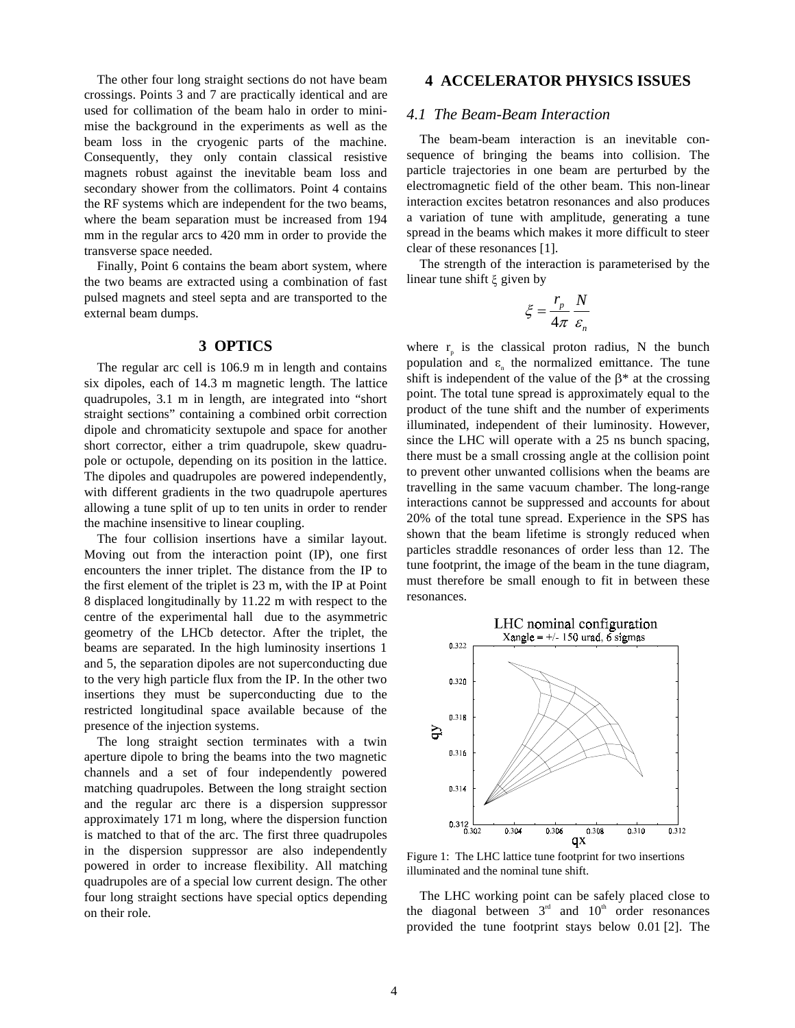The other four long straight sections do not have beam crossings. Points 3 and 7 are practically identical and are used for collimation of the beam halo in order to minimise the background in the experiments as well as the beam loss in the cryogenic parts of the machine. Consequently, they only contain classical resistive magnets robust against the inevitable beam loss and secondary shower from the collimators. Point 4 contains the RF systems which are independent for the two beams, where the beam separation must be increased from 194 mm in the regular arcs to 420 mm in order to provide the transverse space needed.

Finally, Point 6 contains the beam abort system, where the two beams are extracted using a combination of fast pulsed magnets and steel septa and are transported to the external beam dumps.

## 3 OPTICS

The regular arc cell is 106.9 m in length and contains six dipoles, each of 14.3 m magnetic length. The lattice quadrupoles, 3.1 m in length, are integrated into "short straight sections" containing a combined orbit correction dipole and chromaticity sextupole and space for another short corrector, either a trim quadrupole, skew quadrupole or octupole, depending on its position in the lattice. The dipoles and quadrupoles are powered independently, with different gradients in the two quadrupole apertures allowing a tune split of up to ten units in order to render the machine insensitive to linear coupling.

The four collision insertions have a similar layout. Moving out from the interaction point (IP), one first encounters the inner triplet. The distance from the IP to the first element of the triplet is 23 m, with the IP at Point 8 displaced longitudinally by 11.22 m with respect to the centre of the experimental hall due to the asymmetric geometry of the LHCb detector. After the triplet, the beams are separated. In the high luminosity insertions 1 and 5, the separation dipoles are not superconducting due to the very high particle flux from the IP. In the other two insertions they must be superconducting due to the restricted longitudinal space available because of the presence of the injection systems.

The long straight section terminates with a twin aperture dipole to bring the beams into the two magnetic channels and a set of four independently powered matching quadrupoles. Between the long straight section and the regular arc there is a dispersion suppressor approximately 171 m long, where the dispersion function is matched to that of the arc. The first three quadrupoles in the dispersion suppressor are also independently powered in order to increase flexibility. All matching quadrupoles are of a special low current design. The other four long straight sections have special optics depending on their role.

## 4 ACCELERATOR PHYSICS ISSUES

### *4.1 The Beam-Beam Interaction*

The beam-beam interaction is an inevitable consequence of bringing the beams into collision. The particle trajectories in one beam are perturbed by the electromagnetic field of the other beam. This non-linear interaction excites betatron resonances and also produces a variation of tune with amplitude, generating a tune spread in the beams which makes it more difficult to steer clear of these resonances [1].

The strength of the interaction is parameterised by the linear tune shift $\xi$ given by

$$\xi = \frac{r_p}{4\pi}\frac{N}{\varepsilon_n}$$

where $r_p$ is the classical proton radius, N the bunch population and $\varepsilon_n$ the normalized emittance. The tune shift is independent of the value of the $\beta^*$ at the crossing point. The total tune spread is approximately equal to the product of the tune shift and the number of experiments illuminated, independent of their luminosity. However, since the LHC will operate with a 25 ns bunch spacing, there must be a small crossing angle at the collision point to prevent other unwanted collisions when the beams are travelling in the same vacuum chamber. The long-range interactions cannot be suppressed and accounts for about 20% of the total tune spread. Experience in the SPS has shown that the beam lifetime is strongly reduced when particles straddle resonances of order less than 12. The tune footprint, the image of the beam in the tune diagram, must therefore be small enough to fit in between these resonances.

Figure 1: The LHC lattice tune footprint for two insertions illuminated and the nominal tune shift.

The LHC working point can be safely placed close to the diagonal between 3[rd] and 10[th] order resonances provided the tune footprint stays below 0.01 [2]. The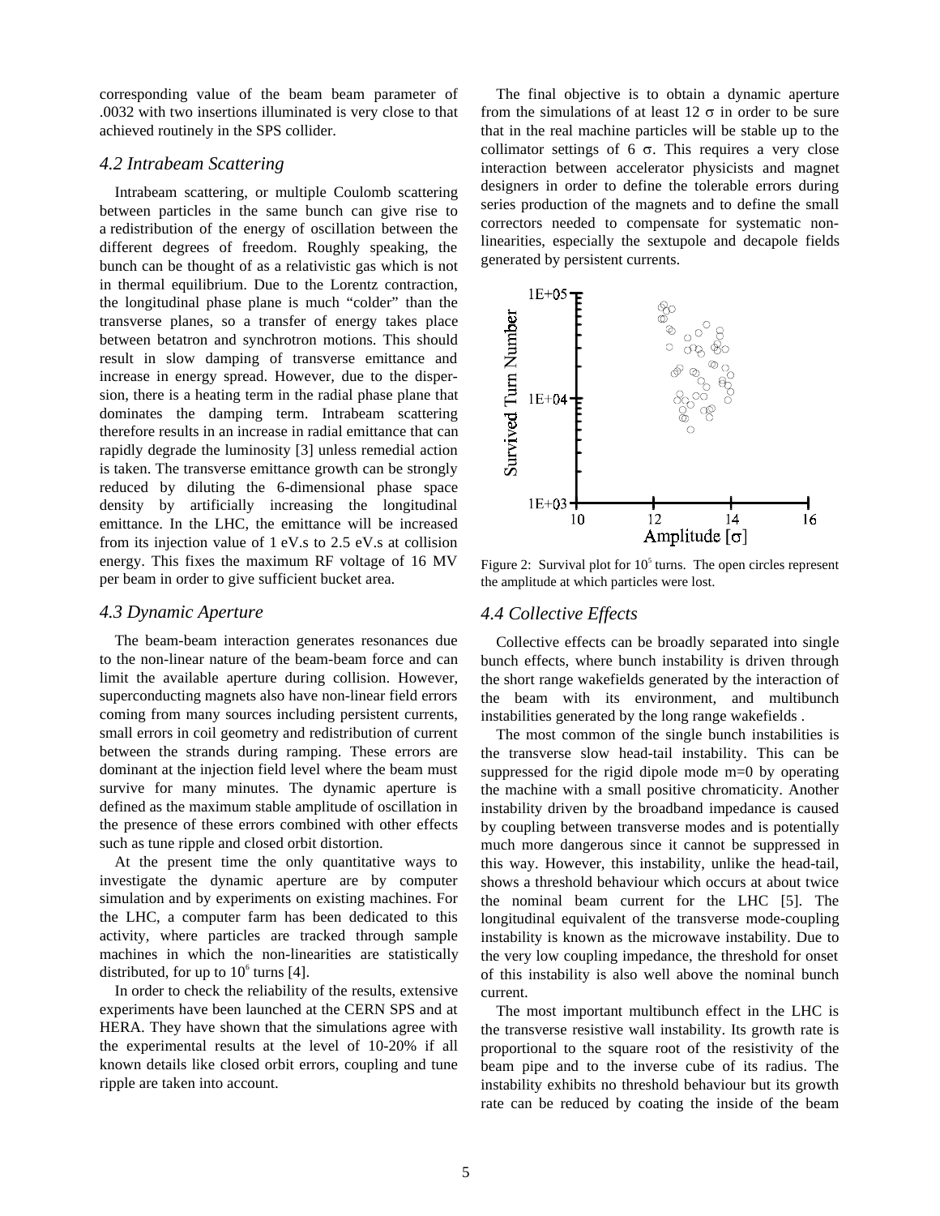corresponding value of the beam beam parameter of .0032 with two insertions illuminated is very close to that achieved routinely in the SPS collider.

### *4.2 Intrabeam Scattering*

Intrabeam scattering, or multiple Coulomb scattering between particles in the same bunch can give rise to a redistribution of the energy of oscillation between the different degrees of freedom. Roughly speaking, the bunch can be thought of as a relativistic gas which is not in thermal equilibrium. Due to the Lorentz contraction, the longitudinal phase plane is much "colder" than the transverse planes, so a transfer of energy takes place between betatron and synchrotron motions. This should result in slow damping of transverse emittance and increase in energy spread. However, due to the dispersion, there is a heating term in the radial phase plane that dominates the damping term. Intrabeam scattering therefore results in an increase in radial emittance that can rapidly degrade the luminosity [3] unless remedial action is taken. The transverse emittance growth can be strongly reduced by diluting the 6-dimensional phase space density by artificially increasing the longitudinal emittance. In the LHC, the emittance will be increased from its injection value of 1 eV.s to 2.5 eV.s at collision energy. This fixes the maximum RF voltage of 16 MV per beam in order to give sufficient bucket area.

### *4.3 Dynamic Aperture*

The beam-beam interaction generates resonances due to the non-linear nature of the beam-beam force and can limit the available aperture during collision. However, superconducting magnets also have non-linear field errors coming from many sources including persistent currents, small errors in coil geometry and redistribution of current between the strands during ramping. These errors are dominant at the injection field level where the beam must survive for many minutes. The dynamic aperture is defined as the maximum stable amplitude of oscillation in the presence of these errors combined with other effects such as tune ripple and closed orbit distortion.

At the present time the only quantitative ways to investigate the dynamic aperture are by computer simulation and by experiments on existing machines. For the LHC, a computer farm has been dedicated to this activity, where particles are tracked through sample machines in which the non-linearities are statistically distributed, for up to $10^6$ turns [4].

In order to check the reliability of the results, extensive experiments have been launched at the CERN SPS and at HERA. They have shown that the simulations agree with the experimental results at the level of 10-20% if all known details like closed orbit errors, coupling and tune ripple are taken into account.

The final objective is to obtain a dynamic aperture from the simulations of at least 12 $\sigma$ in order to be sure that in the real machine particles will be stable up to the collimator settings of 6 $\sigma$. This requires a very close interaction between accelerator physicists and magnet designers in order to define the tolerable errors during series production of the magnets and to define the small correctors needed to compensate for systematic non-linearities, especially the sextupole and decapole fields generated by persistent currents.

Figure 2: Survival plot for $10^5$ turns. The open circles represent the amplitude at which particles were lost.

### *4.4 Collective Effects*

Collective effects can be broadly separated into single bunch effects, where bunch instability is driven through the short range wakefields generated by the interaction of the beam with its environment, and multibunch instabilities generated by the long range wakefields .

The most common of the single bunch instabilities is the transverse slow head-tail instability. This can be suppressed for the rigid dipole mode m=0 by operating the machine with a small positive chromaticity. Another instability driven by the broadband impedance is caused by coupling between transverse modes and is potentially much more dangerous since it cannot be suppressed in this way. However, this instability, unlike the head-tail, shows a threshold behaviour which occurs at about twice the nominal beam current for the LHC [5]. The longitudinal equivalent of the transverse mode-coupling instability is known as the microwave instability. Due to the very low coupling impedance, the threshold for onset of this instability is also well above the nominal bunch current.

The most important multibunch effect in the LHC is the transverse resistive wall instability. Its growth rate is proportional to the square root of the resistivity of the beam pipe and to the inverse cube of its radius. The instability exhibits no threshold behaviour but its growth rate can be reduced by coating the inside of the beam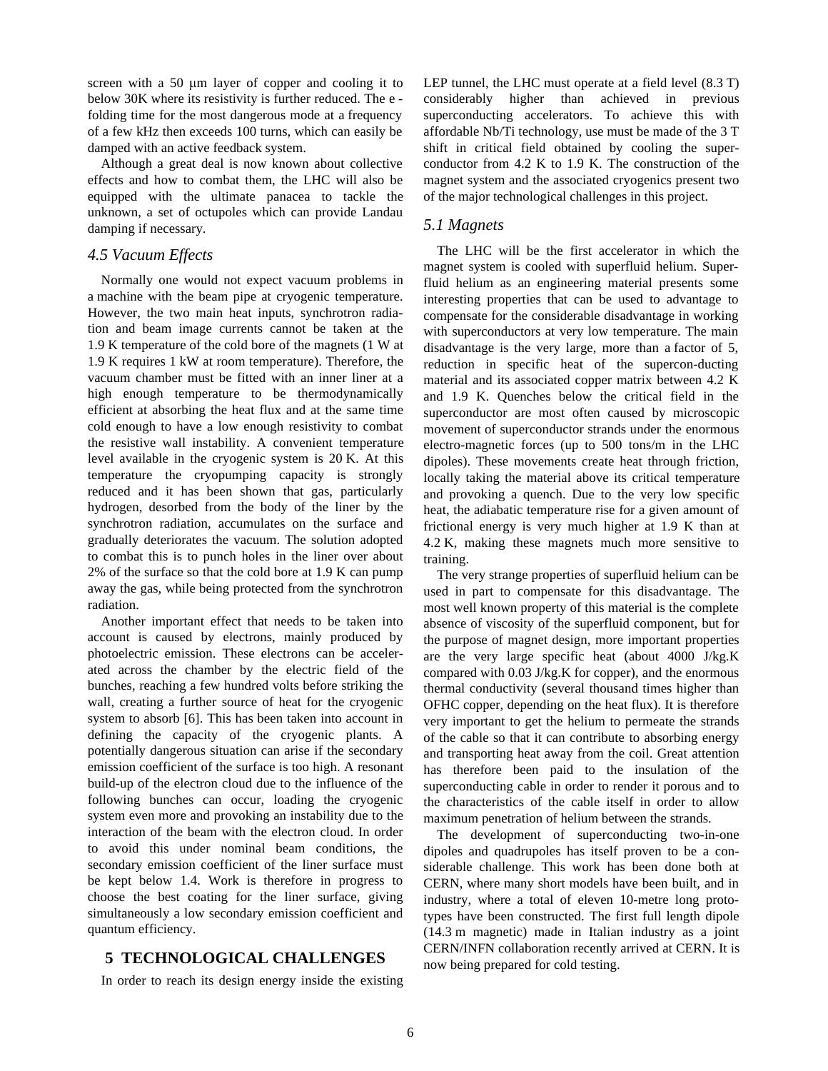screen with a 50 μm layer of copper and cooling it to below 30K where its resistivity is further reduced. The e - folding time for the most dangerous mode at a frequency of a few kHz then exceeds 100 turns, which can easily be damped with an active feedback system.

Although a great deal is now known about collective effects and how to combat them, the LHC will also be equipped with the ultimate panacea to tackle the unknown, a set of octupoles which can provide Landau damping if necessary.

### *4.5 Vacuum Effects*

Normally one would not expect vacuum problems in a machine with the beam pipe at cryogenic temperature. However, the two main heat inputs, synchrotron radiation and beam image currents cannot be taken at the 1.9 K temperature of the cold bore of the magnets (1 W at 1.9 K requires 1 kW at room temperature). Therefore, the vacuum chamber must be fitted with an inner liner at a high enough temperature to be thermodynamically efficient at absorbing the heat flux and at the same time cold enough to have a low enough resistivity to combat the resistive wall instability. A convenient temperature level available in the cryogenic system is 20 K. At this temperature the cryopumping capacity is strongly reduced and it has been shown that gas, particularly hydrogen, desorbed from the body of the liner by the synchrotron radiation, accumulates on the surface and gradually deteriorates the vacuum. The solution adopted to combat this is to punch holes in the liner over about 2% of the surface so that the cold bore at 1.9 K can pump away the gas, while being protected from the synchrotron radiation.

Another important effect that needs to be taken into account is caused by electrons, mainly produced by photoelectric emission. These electrons can be accelerated across the chamber by the electric field of the bunches, reaching a few hundred volts before striking the wall, creating a further source of heat for the cryogenic system to absorb [6]. This has been taken into account in defining the capacity of the cryogenic plants. A potentially dangerous situation can arise if the secondary emission coefficient of the surface is too high. A resonant build-up of the electron cloud due to the influence of the following bunches can occur, loading the cryogenic system even more and provoking an instability due to the interaction of the beam with the electron cloud. In order to avoid this under nominal beam conditions, the secondary emission coefficient of the liner surface must be kept below 1.4. Work is therefore in progress to choose the best coating for the liner surface, giving simultaneously a low secondary emission coefficient and quantum efficiency.

## 5 TECHNOLOGICAL CHALLENGES

In order to reach its design energy inside the existing LEP tunnel, the LHC must operate at a field level (8.3 T) considerably higher than achieved in previous superconducting accelerators. To achieve this with affordable Nb/Ti technology, use must be made of the 3 T shift in critical field obtained by cooling the superconductor from 4.2 K to 1.9 K. The construction of the magnet system and the associated cryogenics present two of the major technological challenges in this project.

### *5.1 Magnets*

The LHC will be the first accelerator in which the magnet system is cooled with superfluid helium. Superfluid helium as an engineering material presents some interesting properties that can be used to advantage to compensate for the considerable disadvantage in working with superconductors at very low temperature. The main disadvantage is the very large, more than a factor of 5, reduction in specific heat of the supercon-ducting material and its associated copper matrix between 4.2 K and 1.9 K. Quenches below the critical field in the superconductor are most often caused by microscopic movement of superconductor strands under the enormous electro-magnetic forces (up to 500 tons/m in the LHC dipoles). These movements create heat through friction, locally taking the material above its critical temperature and provoking a quench. Due to the very low specific heat, the adiabatic temperature rise for a given amount of frictional energy is very much higher at 1.9 K than at 4.2 K, making these magnets much more sensitive to training.

The very strange properties of superfluid helium can be used in part to compensate for this disadvantage. The most well known property of this material is the complete absence of viscosity of the superfluid component, but for the purpose of magnet design, more important properties are the very large specific heat (about 4000 J/kg.K compared with 0.03 J/kg.K for copper), and the enormous thermal conductivity (several thousand times higher than OFHC copper, depending on the heat flux). It is therefore very important to get the helium to permeate the strands of the cable so that it can contribute to absorbing energy and transporting heat away from the coil. Great attention has therefore been paid to the insulation of the superconducting cable in order to render it porous and to the characteristics of the cable itself in order to allow maximum penetration of helium between the strands.

The development of superconducting two-in-one dipoles and quadrupoles has itself proven to be a considerable challenge. This work has been done both at CERN, where many short models have been built, and in industry, where a total of eleven 10-metre long prototypes have been constructed. The first full length dipole (14.3 m magnetic) made in Italian industry as a joint CERN/INFN collaboration recently arrived at CERN. It is now being prepared for cold testing.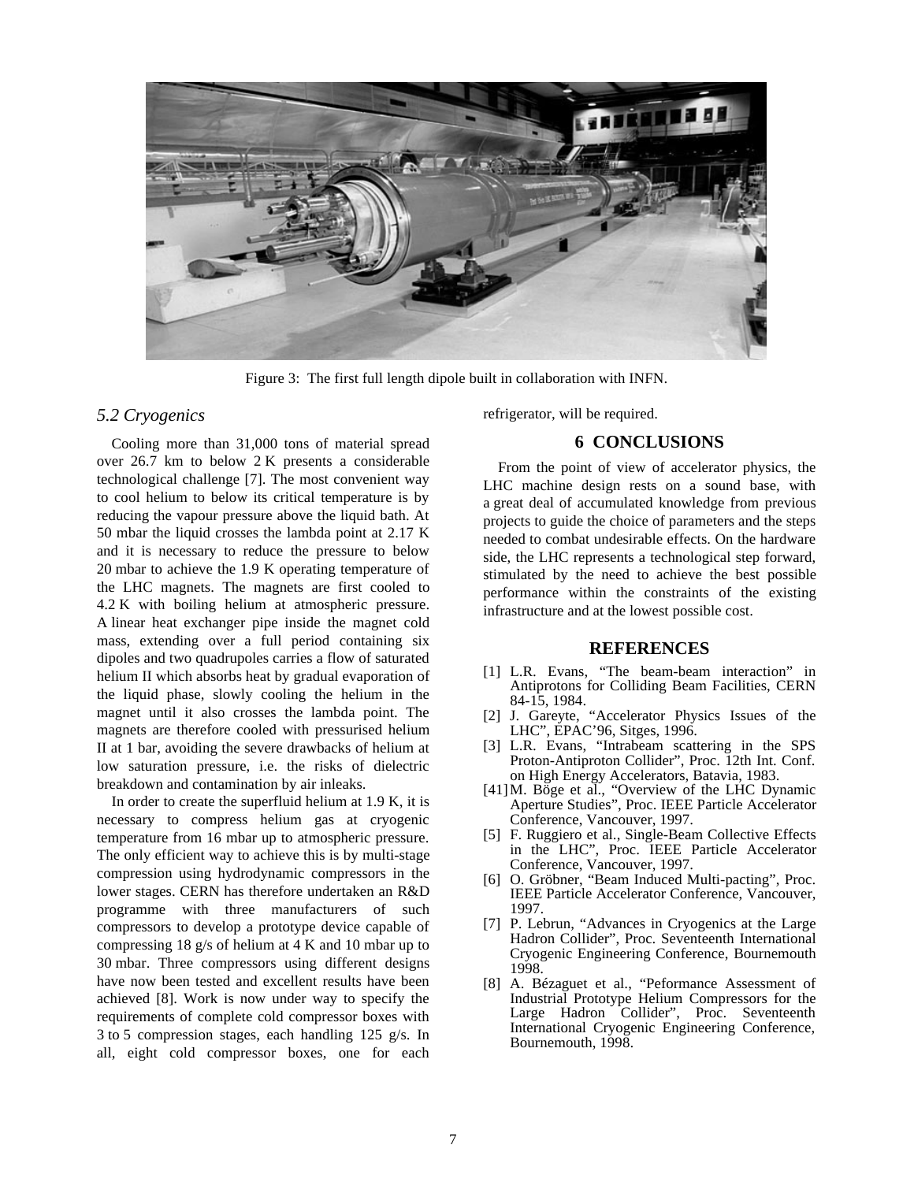Figure 3: The first full length dipole built in collaboration with INFN.

### *5.2 Cryogenics*

Cooling more than 31,000 tons of material spread over 26.7 km to below 2 K presents a considerable technological challenge [7]. The most convenient way to cool helium to below its critical temperature is by reducing the vapour pressure above the liquid bath. At 50 mbar the liquid crosses the lambda point at 2.17 K and it is necessary to reduce the pressure to below 20 mbar to achieve the 1.9 K operating temperature of the LHC magnets. The magnets are first cooled to 4.2 K with boiling helium at atmospheric pressure. A linear heat exchanger pipe inside the magnet cold mass, extending over a full period containing six dipoles and two quadrupoles carries a flow of saturated helium II which absorbs heat by gradual evaporation of the liquid phase, slowly cooling the helium in the magnet until it also crosses the lambda point. The magnets are therefore cooled with pressurised helium II at 1 bar, avoiding the severe drawbacks of helium at low saturation pressure, i.e. the risks of dielectric breakdown and contamination by air inleaks.

In order to create the superfluid helium at 1.9 K, it is necessary to compress helium gas at cryogenic temperature from 16 mbar up to atmospheric pressure. The only efficient way to achieve this is by multi-stage compression using hydrodynamic compressors in the lower stages. CERN has therefore undertaken an R&D programme with three manufacturers of such compressors to develop a prototype device capable of compressing 18 g/s of helium at 4 K and 10 mbar up to 30 mbar. Three compressors using different designs have now been tested and excellent results have been achieved [8]. Work is now under way to specify the requirements of complete cold compressor boxes with 3 to 5 compression stages, each handling 125 g/s. In all, eight cold compressor boxes, one for each refrigerator, will be required.

## 6 CONCLUSIONS

From the point of view of accelerator physics, the LHC machine design rests on a sound base, with a great deal of accumulated knowledge from previous projects to guide the choice of parameters and the steps needed to combat undesirable effects. On the hardware side, the LHC represents a technological step forward, stimulated by the need to achieve the best possible performance within the constraints of the existing infrastructure and at the lowest possible cost.

## REFERENCES

[1] L.R. Evans, "The beam-beam interaction" in Antiprotons for Colliding Beam Facilities, CERN 84-15, 1984.

[2] J. Gareyte, "Accelerator Physics Issues of the LHC", EPAC'96, Sitges, 1996.

[3] L.R. Evans, "Intrabeam scattering in the SPS Proton-Antiproton Collider", Proc. 12th Int. Conf. on High Energy Accelerators, Batavia, 1983.

[41] M. Böge et al., "Overview of the LHC Dynamic Aperture Studies", Proc. IEEE Particle Accelerator Conference, Vancouver, 1997.

[5] F. Ruggiero et al., Single-Beam Collective Effects in the LHC", Proc. IEEE Particle Accelerator Conference, Vancouver, 1997.

[6] O. Gröbner, "Beam Induced Multi-pacting", Proc. IEEE Particle Accelerator Conference, Vancouver, 1997.

[7] P. Lebrun, "Advances in Cryogenics at the Large Hadron Collider", Proc. Seventeenth International Cryogenic Engineering Conference, Bournemouth 1998.

[8] A. Bézaguet et al., "Peformance Assessment of Industrial Prototype Helium Compressors for the Large Hadron Collider", Proc. Seventeenth International Cryogenic Engineering Conference, Bournemouth, 1998.